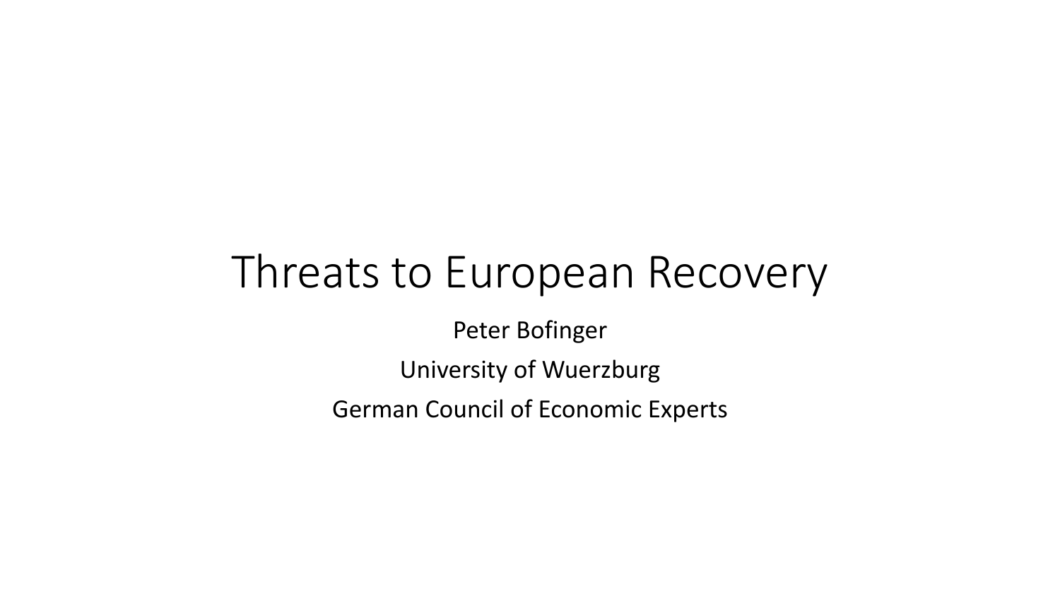# Threats to European Recovery

Peter Bofinger

University of Wuerzburg

German Council of Economic Experts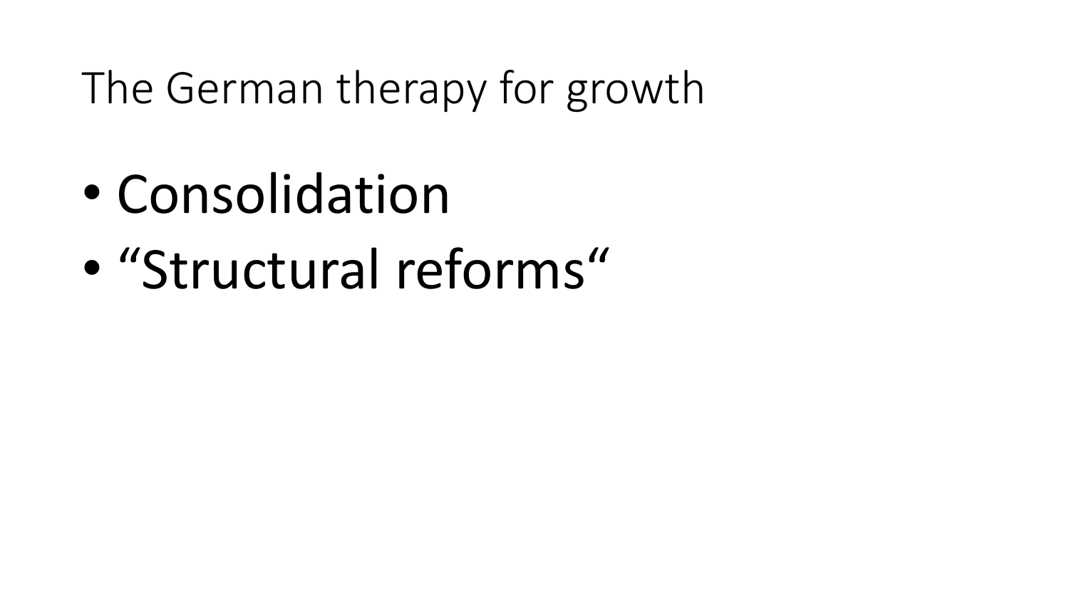# The German therapy for growth

- Consolidation
- “Structural reforms“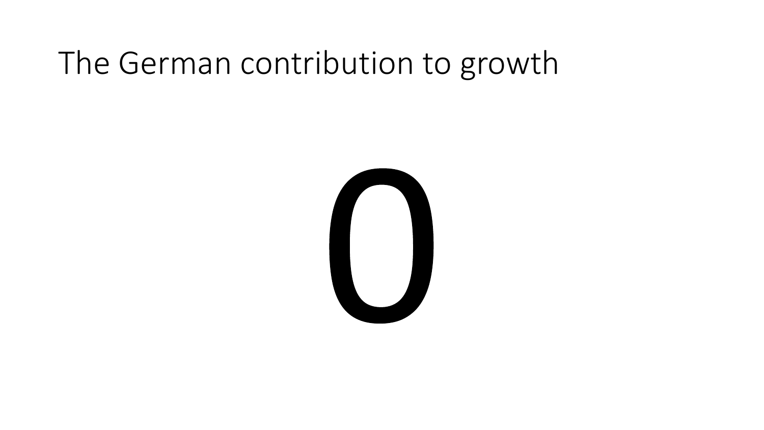# The German contribution to growth

0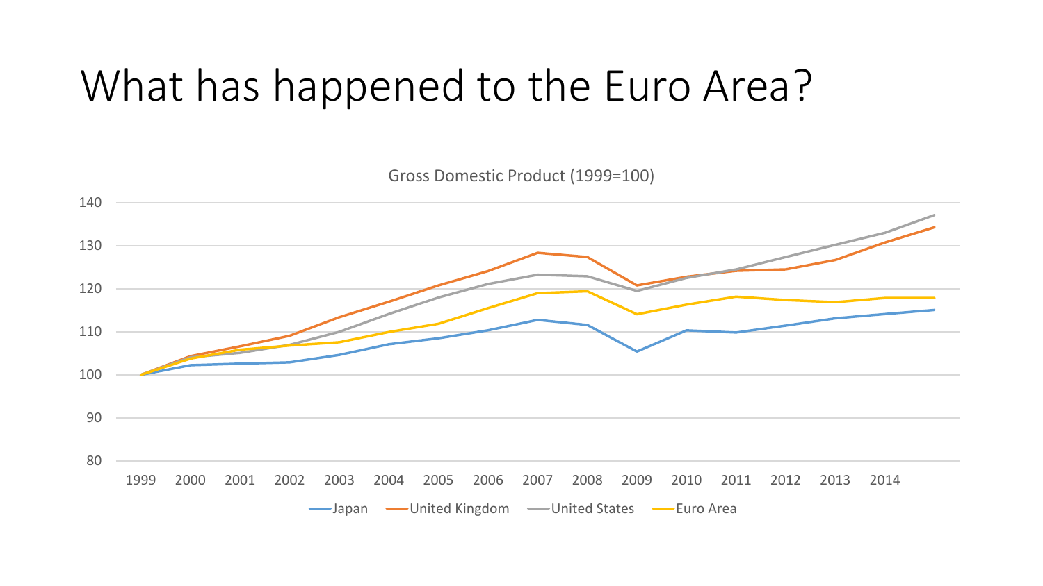# What has happened to the Euro Area?

Gross Domestic Product (1999=100)

140
130
120
110
100
90
80

1999 2000 2001 2002 2003 2004 2005 2006 2007 2008 2009 2010 2011 2012 2013 2014

Japan — United Kingdom — United States — Euro Area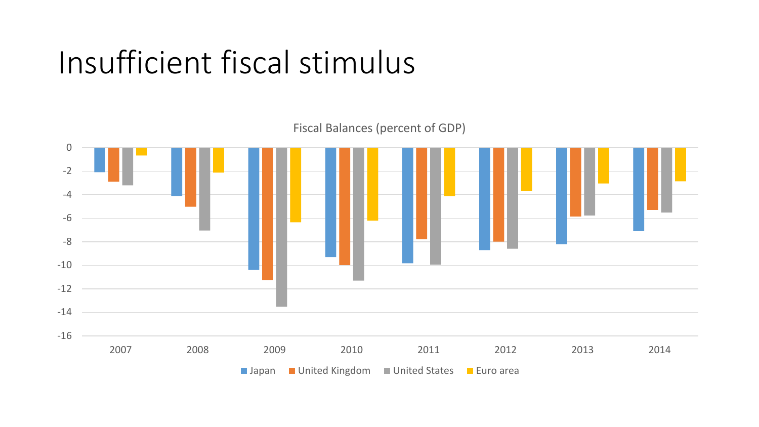# Insufficient fiscal stimulus

Fiscal Balances (percent of GDP)

0
-2
-4
-6
-8
-10
-12
-14
-16

2007 2008 2009 2010 2011 2012 2013 2014

Japan United Kingdom United States Euro area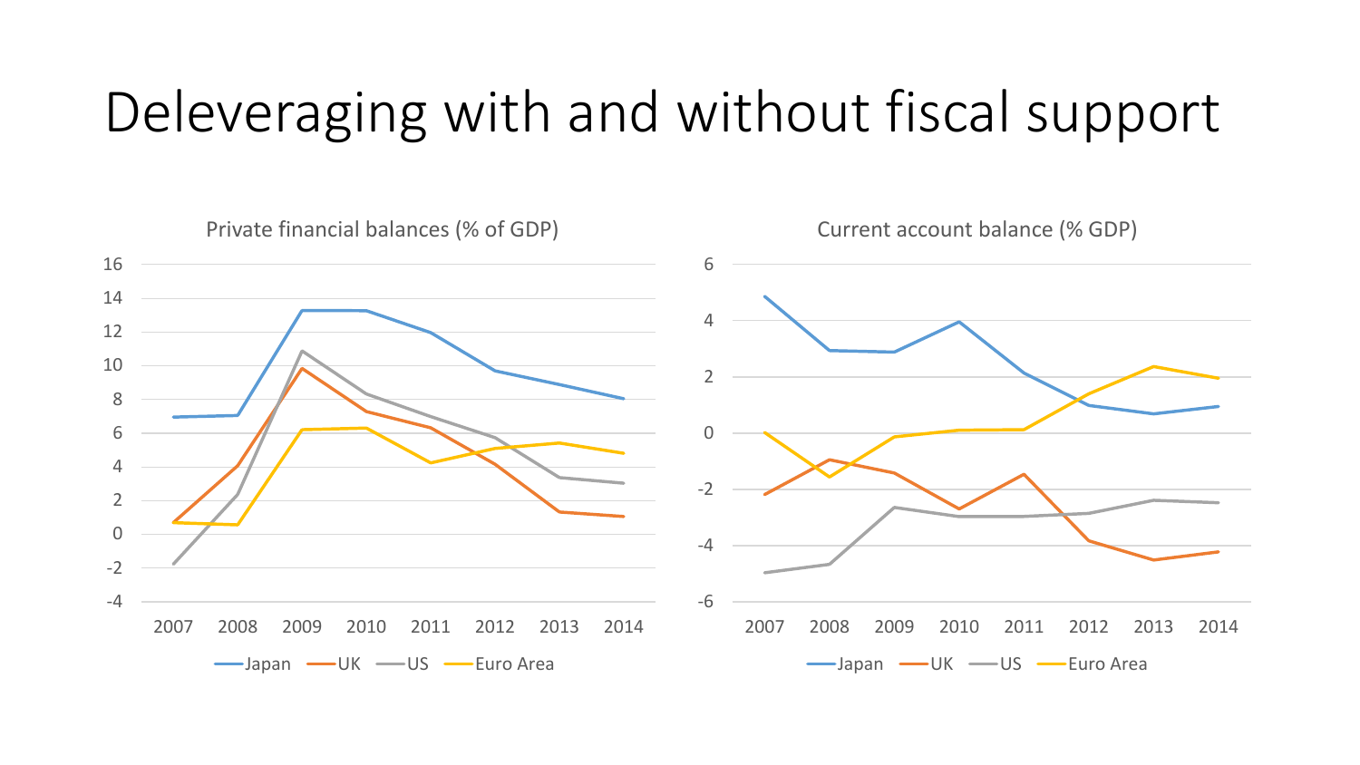# Deleveraging with and without fiscal support

Private financial balances (% of GDP)

16
14
12
10
8
6
4
2
0
-2
-4

2007 2008 2009 2010 2011 2012 2013 2014

Japan UK US Euro Area

Current account balance (% GDP)

6
4
2
0
-2
-4
-6

2007 2008 2009 2010 2011 2012 2013 2014

Japan UK US Euro Area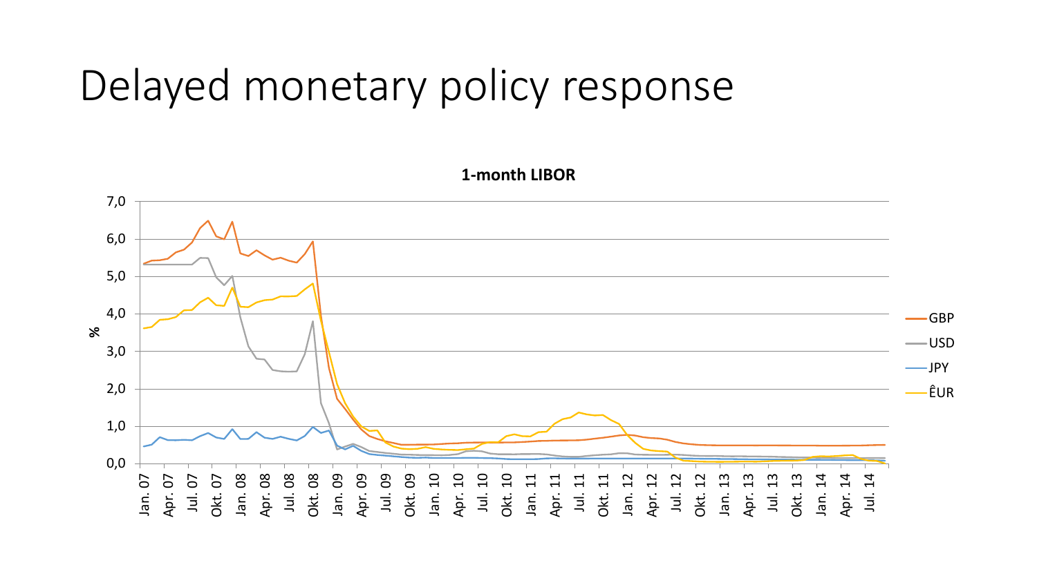# Delayed monetary policy response

**1-month LIBOR**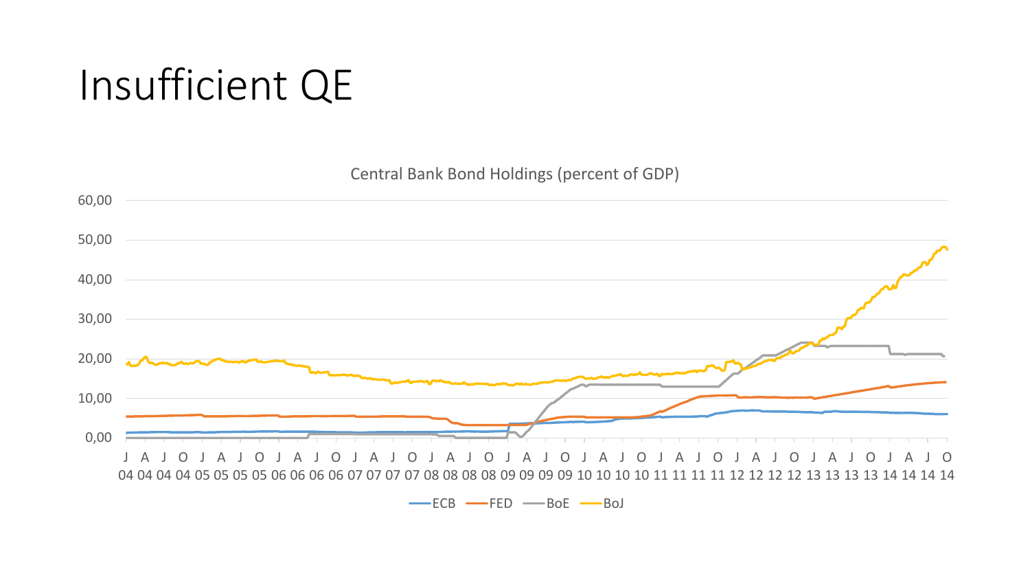# Insufficient QE

Central Bank Bond Holdings (percent of GDP)

ECB, FED, BoE, BoJ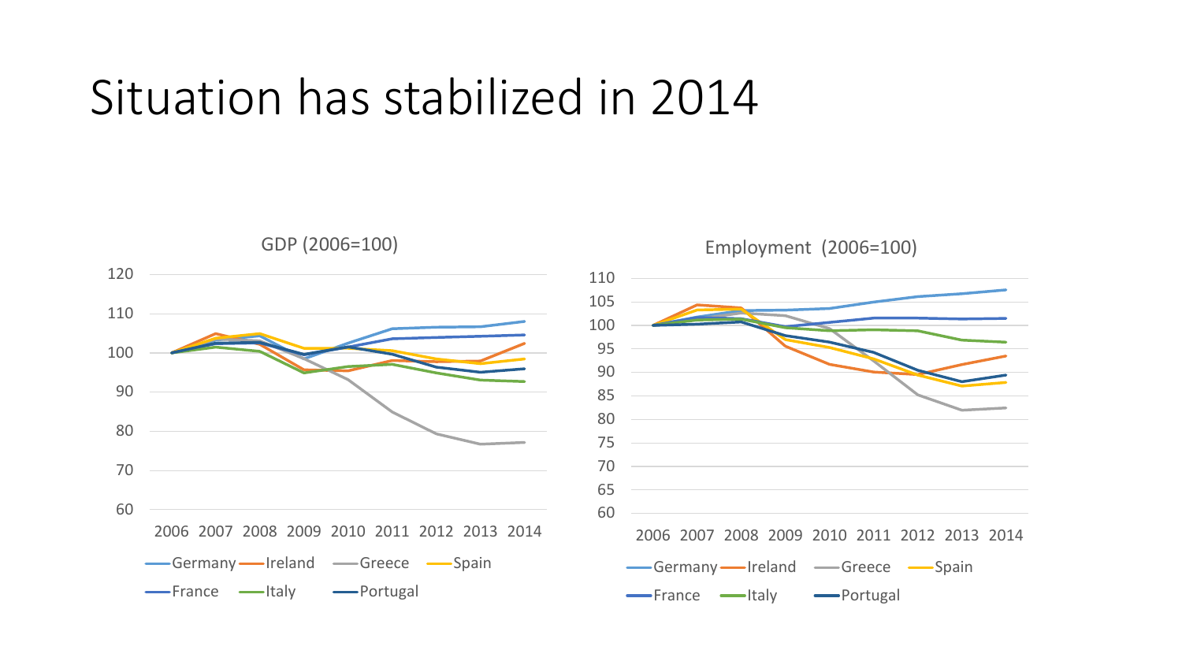# Situation has stabilized in 2014

GDP (2006=100)

Employment (2006=100)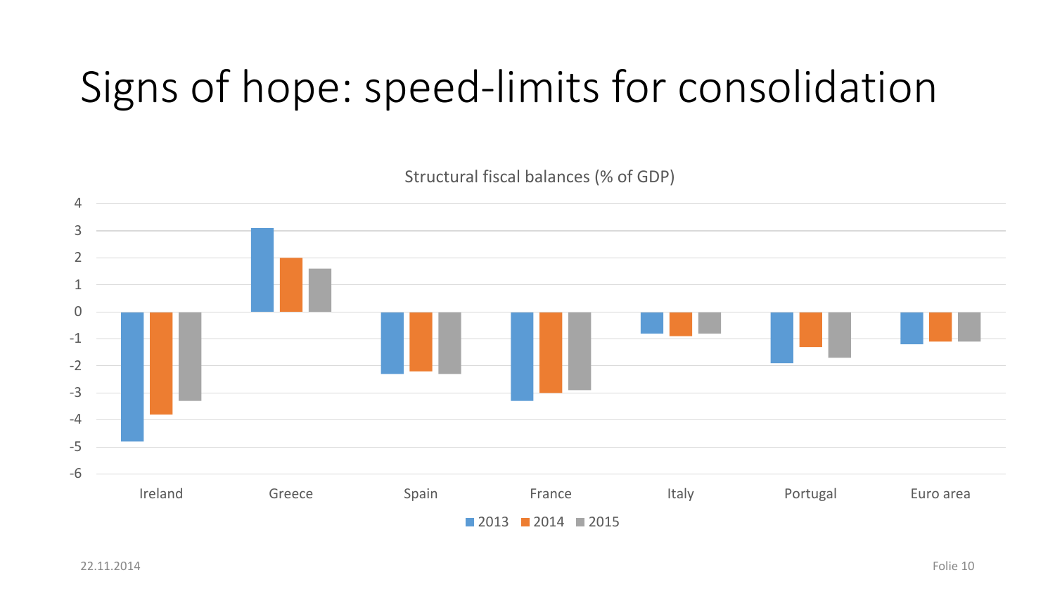# Signs of hope: speed-limits for consolidation

Structural fiscal balances (% of GDP)

| | 2013 | 2014 | 2015 |
|---|---|---|---|
| Ireland | -4.8 | -3.8 | -3.3 |
| Greece | 3.1 | 2.0 | 1.6 |
| Spain | -2.3 | -2.2 | -2.3 |
| France | -3.3 | -3.0 | -2.9 |
| Italy | -0.8 | -0.9 | -0.8 |
| Portugal | -1.9 | -1.3 | -1.7 |
| Euro area | -1.2 | -1.1 | -1.1 |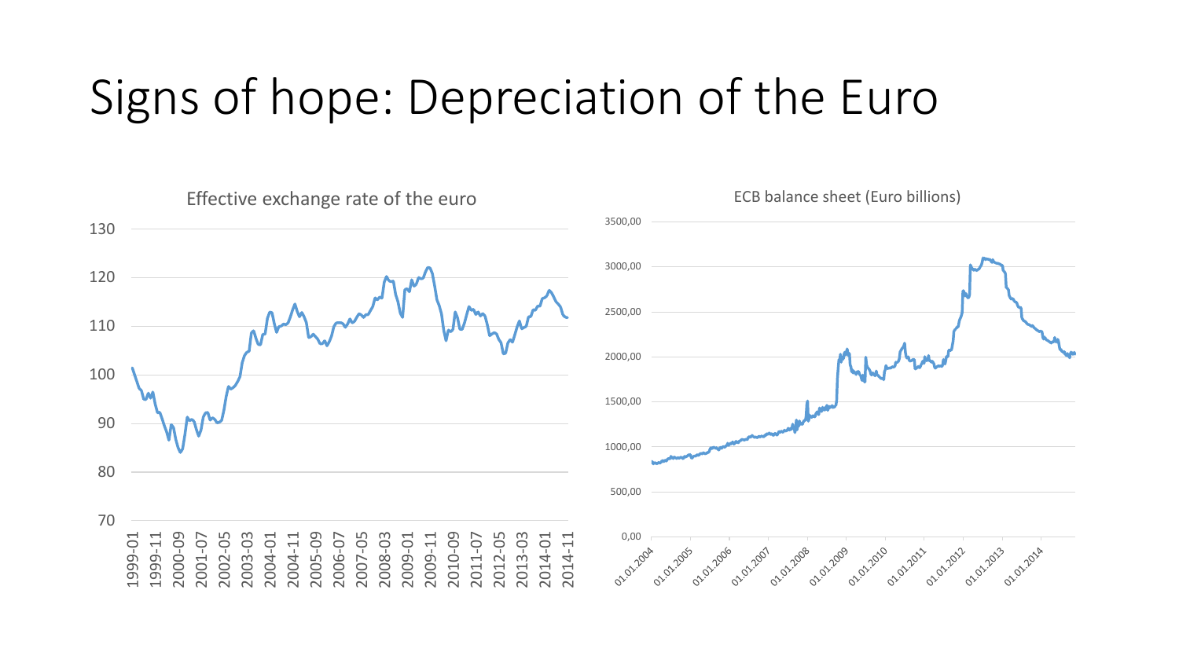# Signs of hope: Depreciation of the Euro

Effective exchange rate of the euro

ECB balance sheet (Euro billions)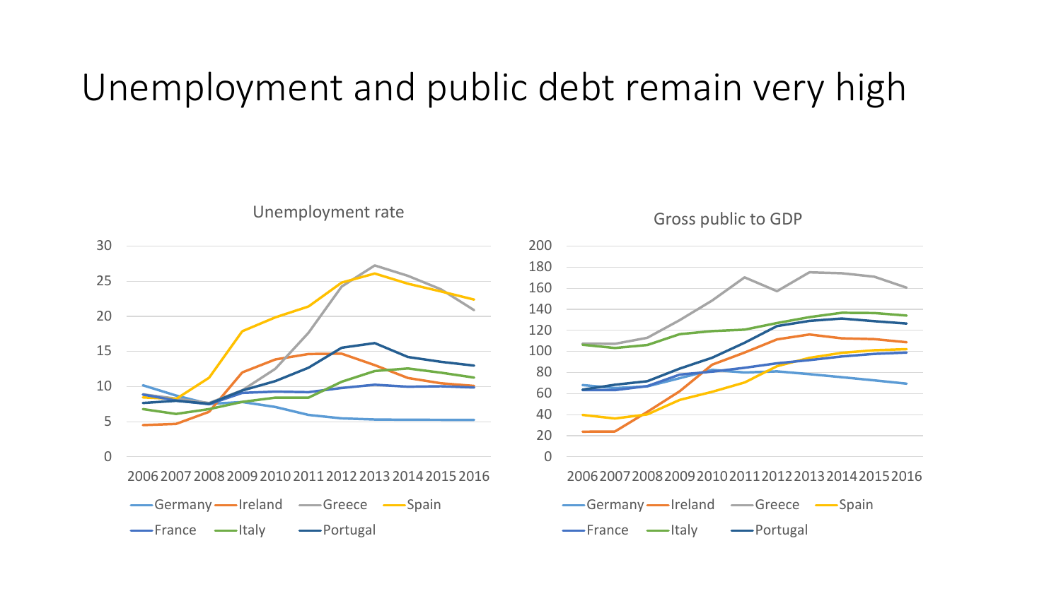# Unemployment and public debt remain very high

Unemployment rate

Gross public to GDP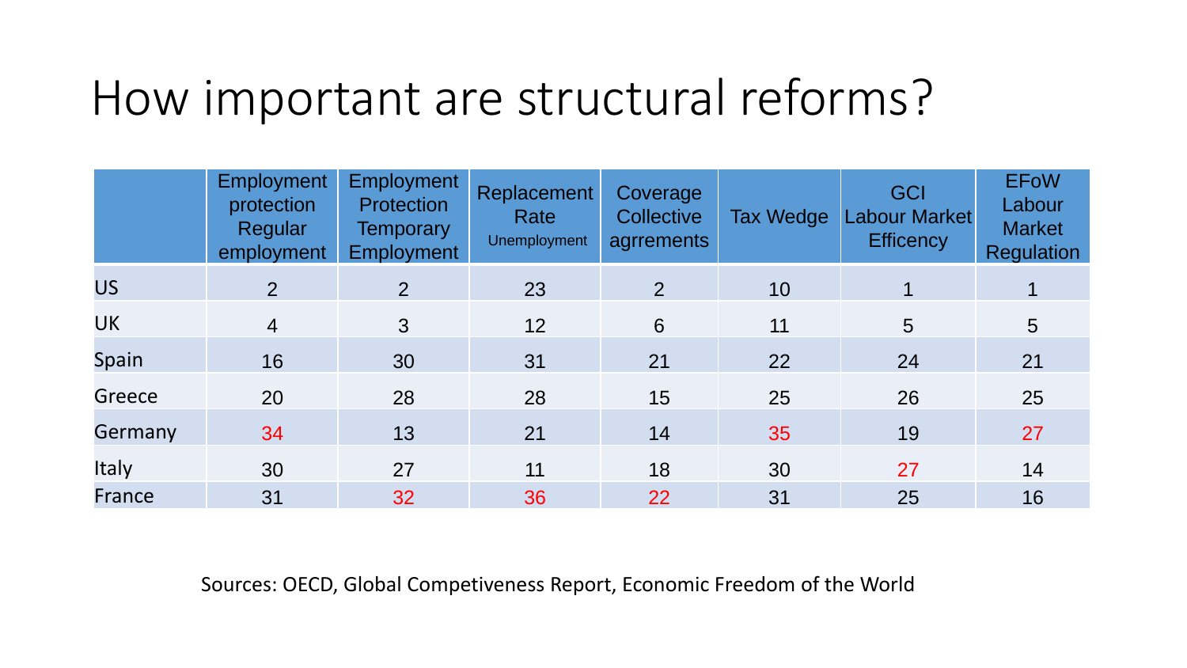# How important are structural reforms?

| | Employment protection Regular employment | Employment Protection Temporary Employment | Replacement Rate Unemployment | Coverage Collective agrrements | Tax Wedge | GCI Labour Market Efficency | EFoW Labour Market Regulation |
|---|---|---|---|---|---|---|---|
| US | 2 | 2 | 23 | 2 | 10 | 1 | 1 |
| UK | 4 | 3 | 12 | 6 | 11 | 5 | 5 |
| Spain | 16 | 30 | 31 | 21 | 22 | 24 | 21 |
| Greece | 20 | 28 | 28 | 15 | 25 | 26 | 25 |
| Germany | 34 | 13 | 21 | 14 | 35 | 19 | 27 |
| Italy | 30 | 27 | 11 | 18 | 30 | 27 | 14 |
| France | 31 | 32 | 36 | 22 | 31 | 25 | 16 |

Sources: OECD, Global Competiveness Report, Economic Freedom of the World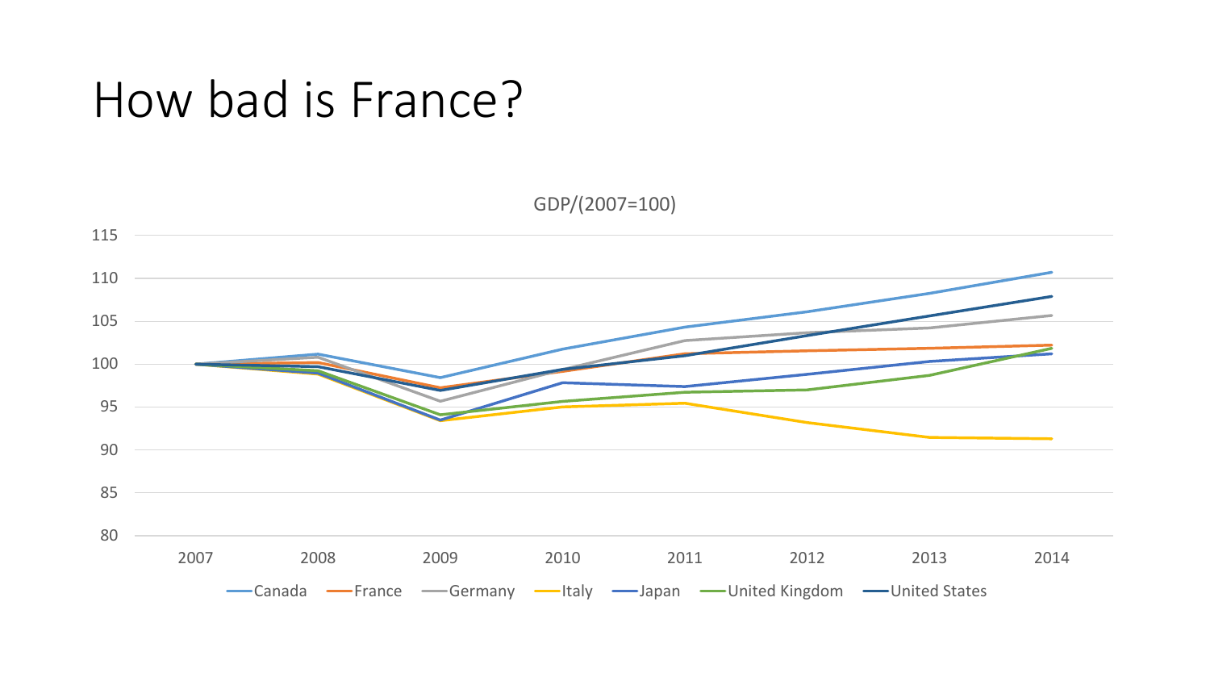# How bad is France?

GDP/(2007=100)

115
110
105
100
95
90
85
80

2007 2008 2009 2010 2011 2012 2013 2014

Canada France Germany Italy Japan United Kingdom United States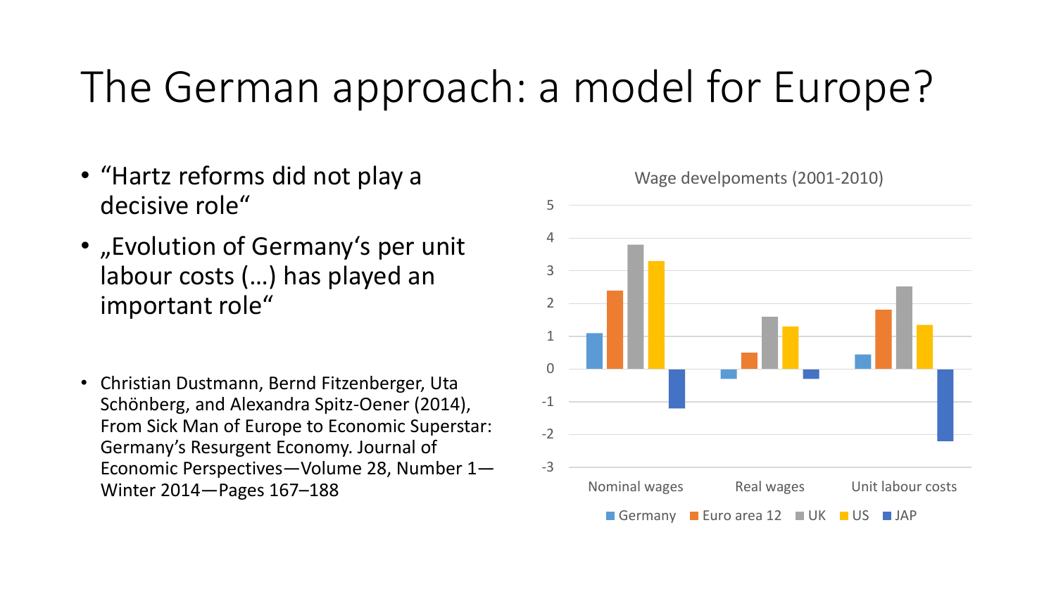# The German approach: a model for Europe?

- "Hartz reforms did not play a decisive role"
- „Evolution of Germany's per unit labour costs (…) has played an important role"

- Christian Dustmann, Bernd Fitzenberger, Uta Schönberg, and Alexandra Spitz-Oener (2014), From Sick Man of Europe to Economic Superstar: Germany's Resurgent Economy. Journal of Economic Perspectives—Volume 28, Number 1—Winter 2014—Pages 167–188

Wage develpoments (2001-2010)

Legend: Germany, Euro area 12, UK, US, JAP

Y-axis: -3 to 5

Categories: Nominal wages, Real wages, Unit labour costs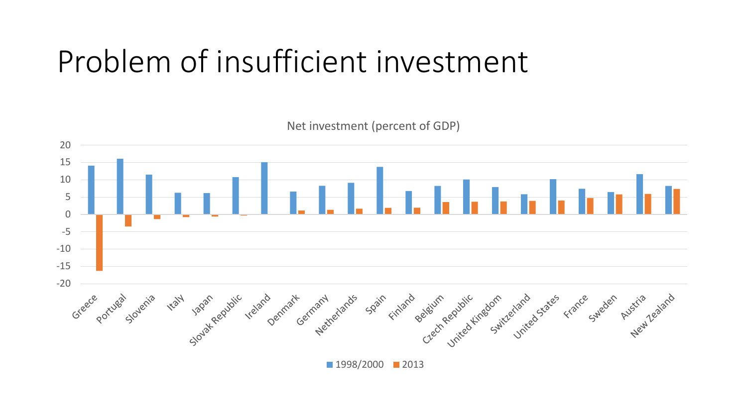# Problem of insufficient investment

Net investment (percent of GDP)

| Country | 1998/2000 | 2013 |
|---|---|---|
| Greece | 14 | -16.3 |
| Portugal | 16 | -3.5 |
| Slovenia | 11.5 | -1.3 |
| Italy | 6.2 | -0.8 |
| Japan | 6.1 | -0.5 |
| Slovak Republic | 10.7 | -0.3 |
| Ireland | 15 | 0 |
| Denmark | 6.5 | 1.1 |
| Germany | 8.2 | 1.3 |
| Netherlands | 9.1 | 1.6 |
| Spain | 13.7 | 1.8 |
| Finland | 6.7 | 1.9 |
| Belgium | 8.1 | 3.5 |
| Czech Republic | 10 | 3.6 |
| United Kingdom | 7.8 | 3.7 |
| Switzerland | 5.8 | 3.9 |
| United States | 10.1 | 4 |
| France | 7.3 | 4.7 |
| Sweden | 6.4 | 5.7 |
| Austria | 11.6 | 5.9 |
| New Zealand | 8.1 | 7.3 |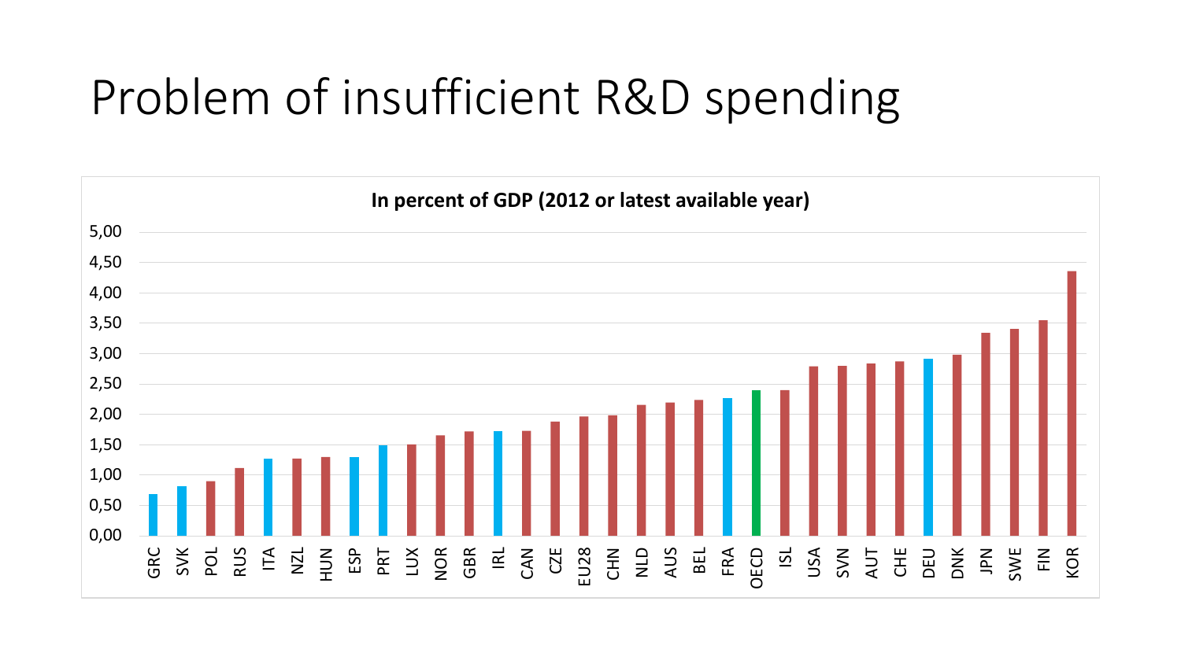# Problem of insufficient R&D spending

**In percent of GDP (2012 or latest available year)**

5,00
4,50
4,00
3,50
3,00
2,50
2,00
1,50
1,00
0,50
0,00

GRC SVK POL RUS ITA NZL HUN ESP PRT LUX NOR GBR IRL CAN CZE EU28 CHN NLD AUS BEL FRA OECD ISL USA SVN AUT CHE DEU DNK JPN SWE FIN KOR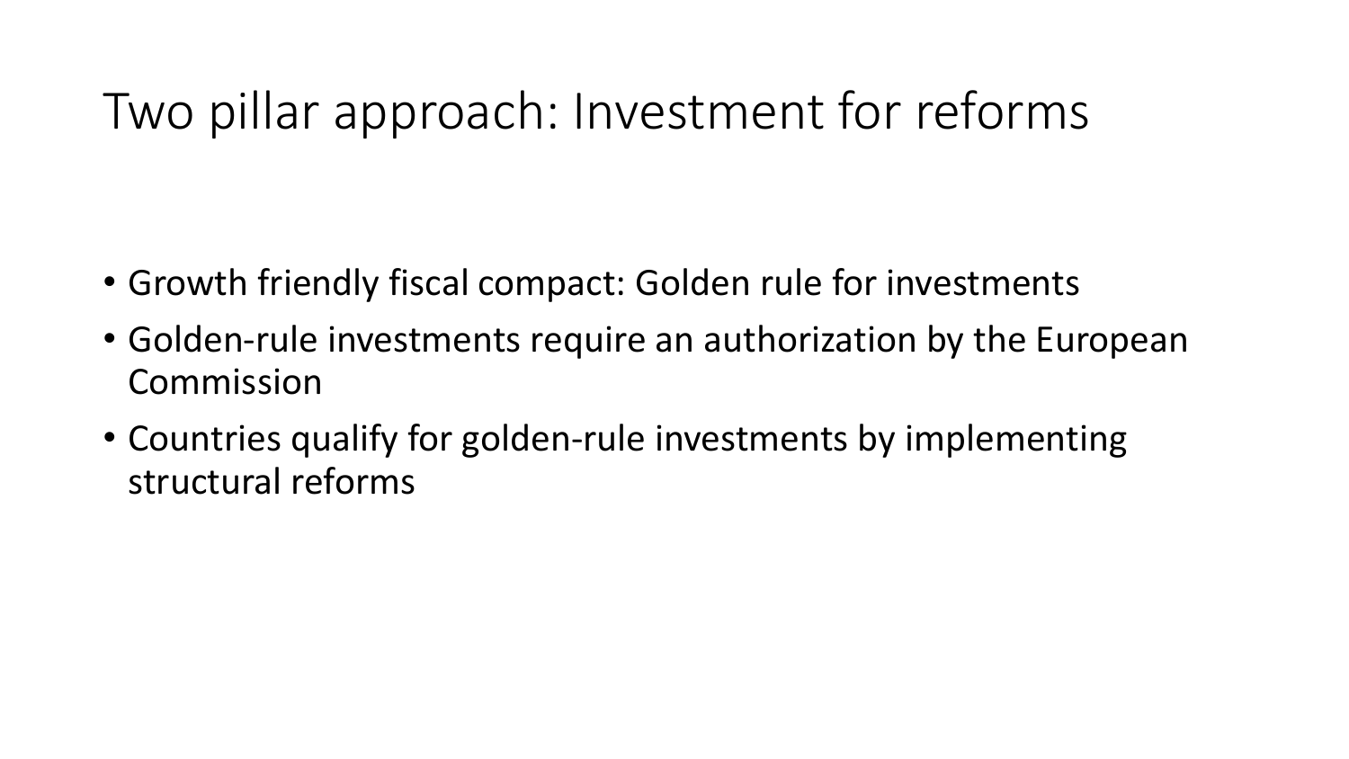# Two pillar approach: Investment for reforms

- Growth friendly fiscal compact: Golden rule for investments
- Golden-rule investments require an authorization by the European Commission
- Countries qualify for golden-rule investments by implementing structural reforms